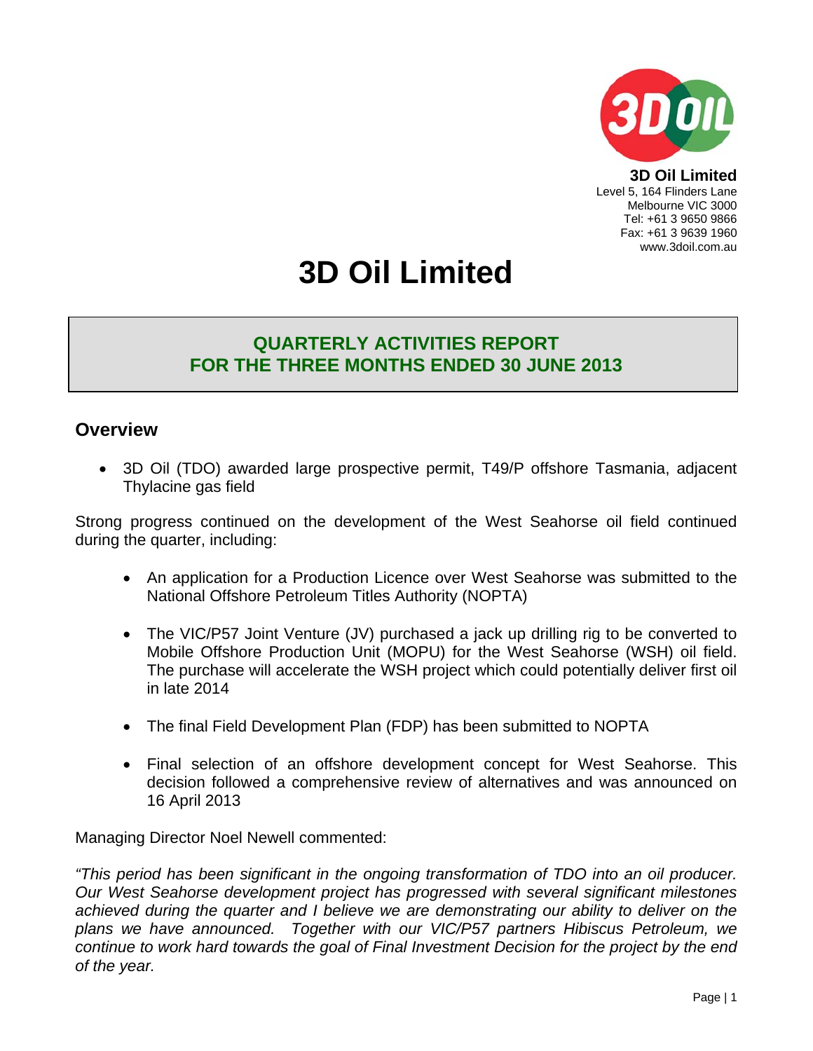**3D Oil Limited**
Level 5, 164 Flinders Lane
Melbourne VIC 3000
Tel: +61 3 9650 9866
Fax: +61 3 9639 1960
www.3doil.com.au

# 3D Oil Limited

## QUARTERLY ACTIVITIES REPORT
## FOR THE THREE MONTHS ENDED 30 JUNE 2013

## Overview

- 3D Oil (TDO) awarded large prospective permit, T49/P offshore Tasmania, adjacent Thylacine gas field

Strong progress continued on the development of the West Seahorse oil field continued during the quarter, including:

- An application for a Production Licence over West Seahorse was submitted to the National Offshore Petroleum Titles Authority (NOPTA)
- The VIC/P57 Joint Venture (JV) purchased a jack up drilling rig to be converted to Mobile Offshore Production Unit (MOPU) for the West Seahorse (WSH) oil field. The purchase will accelerate the WSH project which could potentially deliver first oil in late 2014
- The final Field Development Plan (FDP) has been submitted to NOPTA
- Final selection of an offshore development concept for West Seahorse. This decision followed a comprehensive review of alternatives and was announced on 16 April 2013

Managing Director Noel Newell commented:

*"This period has been significant in the ongoing transformation of TDO into an oil producer. Our West Seahorse development project has progressed with several significant milestones achieved during the quarter and I believe we are demonstrating our ability to deliver on the plans we have announced. Together with our VIC/P57 partners Hibiscus Petroleum, we continue to work hard towards the goal of Final Investment Decision for the project by the end of the year.*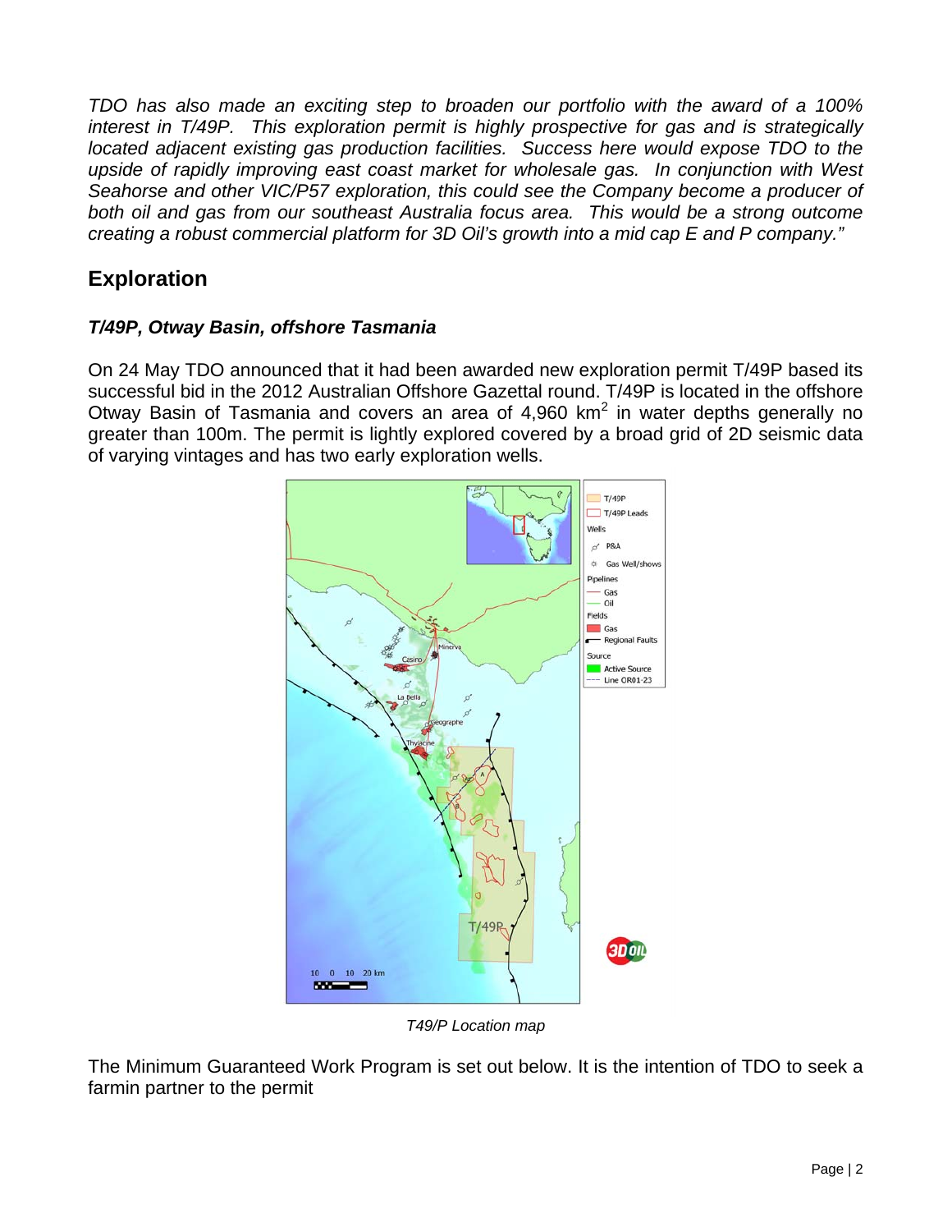*TDO has also made an exciting step to broaden our portfolio with the award of a 100% interest in T/49P. This exploration permit is highly prospective for gas and is strategically located adjacent existing gas production facilities. Success here would expose TDO to the upside of rapidly improving east coast market for wholesale gas. In conjunction with West Seahorse and other VIC/P57 exploration, this could see the Company become a producer of both oil and gas from our southeast Australia focus area. This would be a strong outcome creating a robust commercial platform for 3D Oil's growth into a mid cap E and P company."*

## Exploration

### *T/49P, Otway Basin, offshore Tasmania*

On 24 May TDO announced that it had been awarded new exploration permit T/49P based its successful bid in the 2012 Australian Offshore Gazettal round. T/49P is located in the offshore Otway Basin of Tasmania and covers an area of 4,960 km$^2$ in water depths generally no greater than 100m. The permit is lightly explored covered by a broad grid of 2D seismic data of varying vintages and has two early exploration wells.

*T49/P Location map*

The Minimum Guaranteed Work Program is set out below. It is the intention of TDO to seek a farmin partner to the permit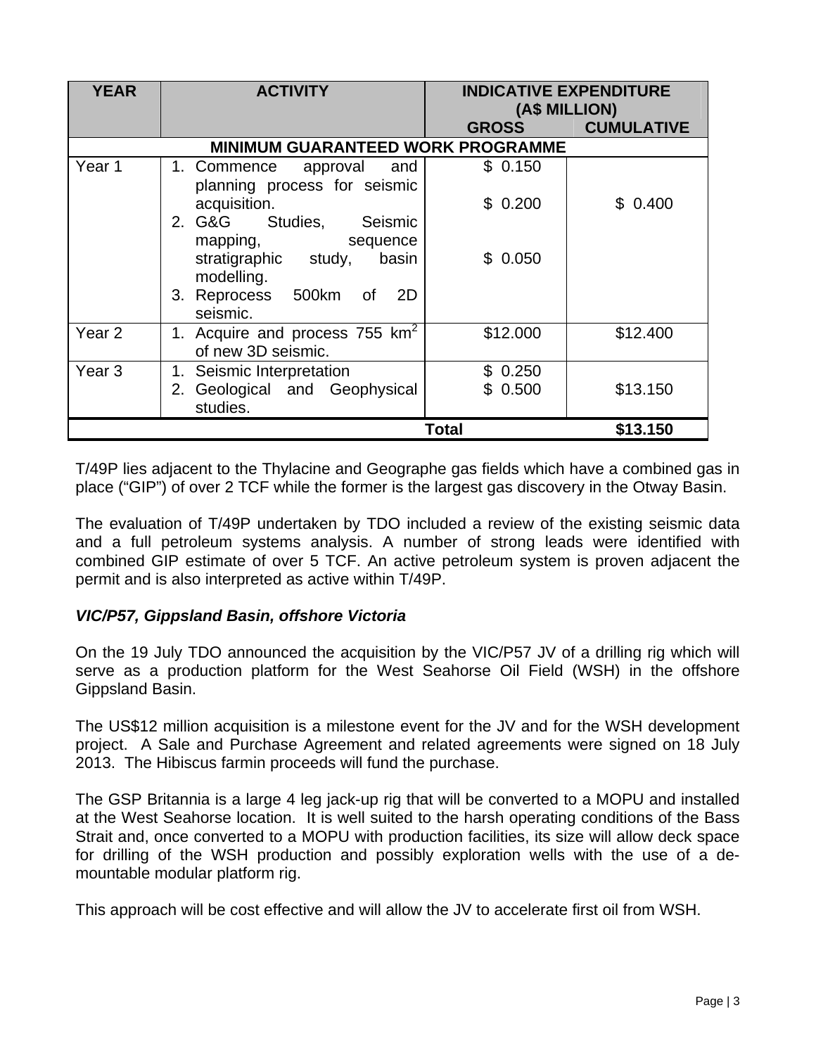| YEAR | ACTIVITY | INDICATIVE EXPENDITURE (A$ MILLION) | |
|---|---|---|---|
| | | GROSS | CUMULATIVE |
| MINIMUM GUARANTEED WORK PROGRAMME | | | |
| Year 1 | 1. Commence approval and planning process for seismic acquisition.<br>2. G&G Studies, Seismic mapping, sequence stratigraphic study, basin modelling.<br>3. Reprocess 500km of 2D seismic. | \$ 0.150<br>\$ 0.200<br>\$ 0.050 | \$ 0.400 |
| Year 2 | 1. Acquire and process 755 $km^2$ of new 3D seismic. | \$12.000 | \$12.400 |
| Year 3 | 1. Seismic Interpretation<br>2. Geological and Geophysical studies. | \$ 0.250<br>\$ 0.500 | \$13.150 |
| | | **Total** | **\$13.150** |

T/49P lies adjacent to the Thylacine and Geographe gas fields which have a combined gas in place ("GIP") of over 2 TCF while the former is the largest gas discovery in the Otway Basin.

The evaluation of T/49P undertaken by TDO included a review of the existing seismic data and a full petroleum systems analysis. A number of strong leads were identified with combined GIP estimate of over 5 TCF. An active petroleum system is proven adjacent the permit and is also interpreted as active within T/49P.

***VIC/P57, Gippsland Basin, offshore Victoria***

On the 19 July TDO announced the acquisition by the VIC/P57 JV of a drilling rig which will serve as a production platform for the West Seahorse Oil Field (WSH) in the offshore Gippsland Basin.

The US$12 million acquisition is a milestone event for the JV and for the WSH development project. A Sale and Purchase Agreement and related agreements were signed on 18 July 2013. The Hibiscus farmin proceeds will fund the purchase.

The GSP Britannia is a large 4 leg jack-up rig that will be converted to a MOPU and installed at the West Seahorse location. It is well suited to the harsh operating conditions of the Bass Strait and, once converted to a MOPU with production facilities, its size will allow deck space for drilling of the WSH production and possibly exploration wells with the use of a de-mountable modular platform rig.

This approach will be cost effective and will allow the JV to accelerate first oil from WSH.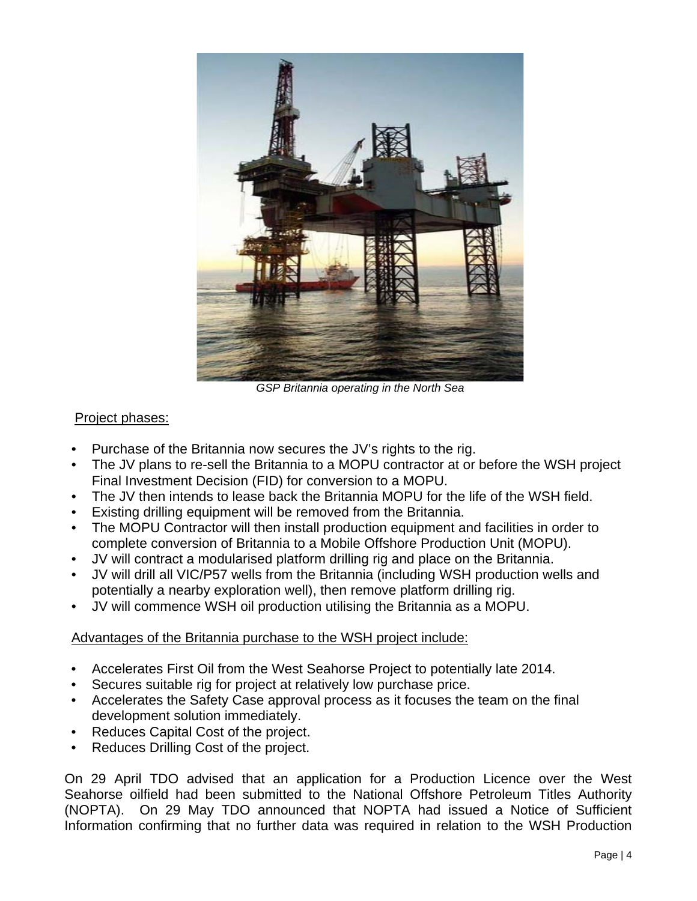*GSP Britannia operating in the North Sea*

Project phases:

- Purchase of the Britannia now secures the JV's rights to the rig.
- The JV plans to re-sell the Britannia to a MOPU contractor at or before the WSH project Final Investment Decision (FID) for conversion to a MOPU.
- The JV then intends to lease back the Britannia MOPU for the life of the WSH field.
- Existing drilling equipment will be removed from the Britannia.
- The MOPU Contractor will then install production equipment and facilities in order to complete conversion of Britannia to a Mobile Offshore Production Unit (MOPU).
- JV will contract a modularised platform drilling rig and place on the Britannia.
- JV will drill all VIC/P57 wells from the Britannia (including WSH production wells and potentially a nearby exploration well), then remove platform drilling rig.
- JV will commence WSH oil production utilising the Britannia as a MOPU.

Advantages of the Britannia purchase to the WSH project include:

- Accelerates First Oil from the West Seahorse Project to potentially late 2014.
- Secures suitable rig for project at relatively low purchase price.
- Accelerates the Safety Case approval process as it focuses the team on the final development solution immediately.
- Reduces Capital Cost of the project.
- Reduces Drilling Cost of the project.

On 29 April TDO advised that an application for a Production Licence over the West Seahorse oilfield had been submitted to the National Offshore Petroleum Titles Authority (NOPTA). On 29 May TDO announced that NOPTA had issued a Notice of Sufficient Information confirming that no further data was required in relation to the WSH Production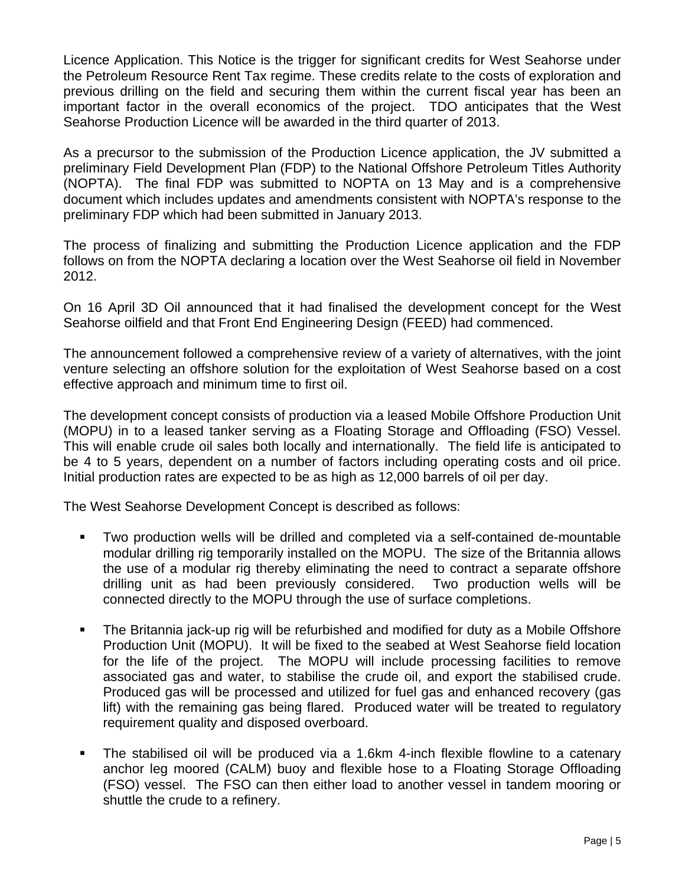Licence Application. This Notice is the trigger for significant credits for West Seahorse under the Petroleum Resource Rent Tax regime. These credits relate to the costs of exploration and previous drilling on the field and securing them within the current fiscal year has been an important factor in the overall economics of the project. TDO anticipates that the West Seahorse Production Licence will be awarded in the third quarter of 2013.

As a precursor to the submission of the Production Licence application, the JV submitted a preliminary Field Development Plan (FDP) to the National Offshore Petroleum Titles Authority (NOPTA). The final FDP was submitted to NOPTA on 13 May and is a comprehensive document which includes updates and amendments consistent with NOPTA's response to the preliminary FDP which had been submitted in January 2013.

The process of finalizing and submitting the Production Licence application and the FDP follows on from the NOPTA declaring a location over the West Seahorse oil field in November 2012.

On 16 April 3D Oil announced that it had finalised the development concept for the West Seahorse oilfield and that Front End Engineering Design (FEED) had commenced.

The announcement followed a comprehensive review of a variety of alternatives, with the joint venture selecting an offshore solution for the exploitation of West Seahorse based on a cost effective approach and minimum time to first oil.

The development concept consists of production via a leased Mobile Offshore Production Unit (MOPU) in to a leased tanker serving as a Floating Storage and Offloading (FSO) Vessel. This will enable crude oil sales both locally and internationally. The field life is anticipated to be 4 to 5 years, dependent on a number of factors including operating costs and oil price. Initial production rates are expected to be as high as 12,000 barrels of oil per day.

The West Seahorse Development Concept is described as follows:

- Two production wells will be drilled and completed via a self-contained de-mountable modular drilling rig temporarily installed on the MOPU. The size of the Britannia allows the use of a modular rig thereby eliminating the need to contract a separate offshore drilling unit as had been previously considered. Two production wells will be connected directly to the MOPU through the use of surface completions.

- The Britannia jack-up rig will be refurbished and modified for duty as a Mobile Offshore Production Unit (MOPU). It will be fixed to the seabed at West Seahorse field location for the life of the project. The MOPU will include processing facilities to remove associated gas and water, to stabilise the crude oil, and export the stabilised crude. Produced gas will be processed and utilized for fuel gas and enhanced recovery (gas lift) with the remaining gas being flared. Produced water will be treated to regulatory requirement quality and disposed overboard.

- The stabilised oil will be produced via a 1.6km 4-inch flexible flowline to a catenary anchor leg moored (CALM) buoy and flexible hose to a Floating Storage Offloading (FSO) vessel. The FSO can then either load to another vessel in tandem mooring or shuttle the crude to a refinery.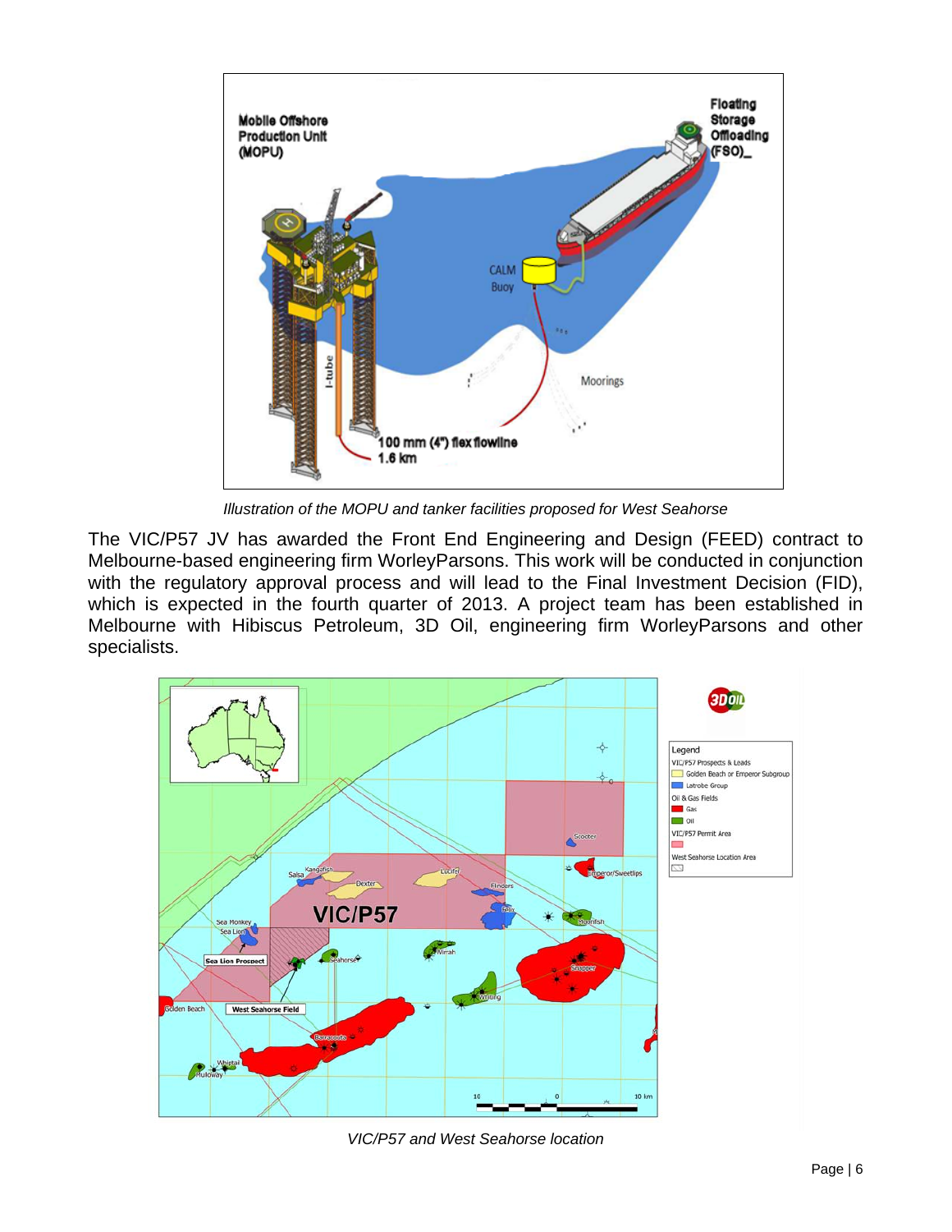*Illustration of the MOPU and tanker facilities proposed for West Seahorse*

The VIC/P57 JV has awarded the Front End Engineering and Design (FEED) contract to Melbourne-based engineering firm WorleyParsons. This work will be conducted in conjunction with the regulatory approval process and will lead to the Final Investment Decision (FID), which is expected in the fourth quarter of 2013. A project team has been established in Melbourne with Hibiscus Petroleum, 3D Oil, engineering firm WorleyParsons and other specialists.

*VIC/P57 and West Seahorse location*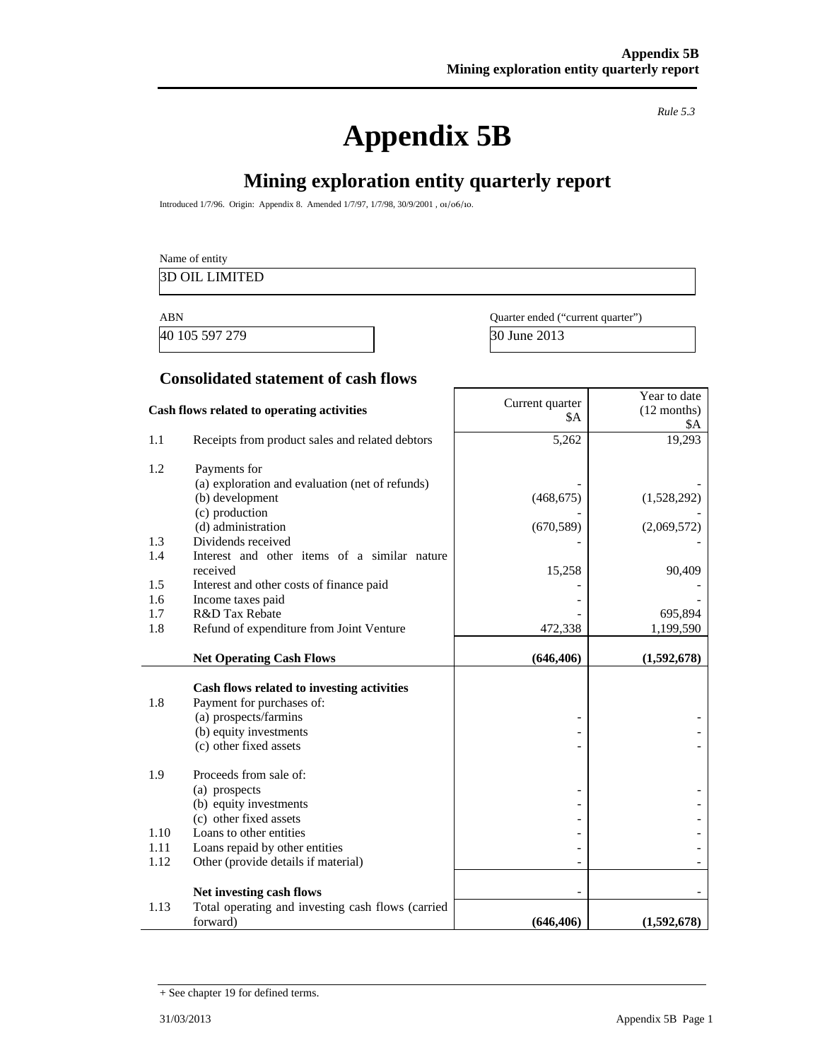*Rule 5.3*

# Appendix 5B

## Mining exploration entity quarterly report

Introduced 1/7/96. Origin: Appendix 8. Amended 1/7/97, 1/7/98, 30/9/2001 , 01/06/10.

Name of entity

3D OIL LIMITED

| ABN | Quarter ended ("current quarter") |
|---|---|
| 40 105 597 279 | 30 June 2013 |

### Consolidated statement of cash flows

| | Cash flows related to operating activities | Current quarter $A | Year to date (12 months) $A |
|---|---|---|---|
| 1.1 | Receipts from product sales and related debtors | 5,262 | 19,293 |
| 1.2 | Payments for | | |
| | (a) exploration and evaluation (net of refunds) | - | - |
| | (b) development | (468,675) | (1,528,292) |
| | (c) production | - | - |
| | (d) administration | (670,589) | (2,069,572) |
| 1.3 | Dividends received | - | - |
| 1.4 | Interest and other items of a similar nature received | 15,258 | 90,409 |
| 1.5 | Interest and other costs of finance paid | - | - |
| 1.6 | Income taxes paid | - | - |
| 1.7 | R&D Tax Rebate | - | 695,894 |
| 1.8 | Refund of expenditure from Joint Venture | 472,338 | 1,199,590 |
| | **Net Operating Cash Flows** | **(646,406)** | **(1,592,678)** |
| | **Cash flows related to investing activities** | | |
| 1.8 | Payment for purchases of: | | |
| | (a) prospects/farmins | - | - |
| | (b) equity investments | - | - |
| | (c) other fixed assets | - | - |
| 1.9 | Proceeds from sale of: | | |
| | (a) prospects | - | - |
| | (b) equity investments | - | - |
| | (c) other fixed assets | - | - |
| 1.10 | Loans to other entities | - | - |
| 1.11 | Loans repaid by other entities | - | - |
| 1.12 | Other (provide details if material) | - | - |
| | **Net investing cash flows** | - | - |
| 1.13 | Total operating and investing cash flows (carried forward) | **(646,406)** | **(1,592,678)** |

+ See chapter 19 for defined terms.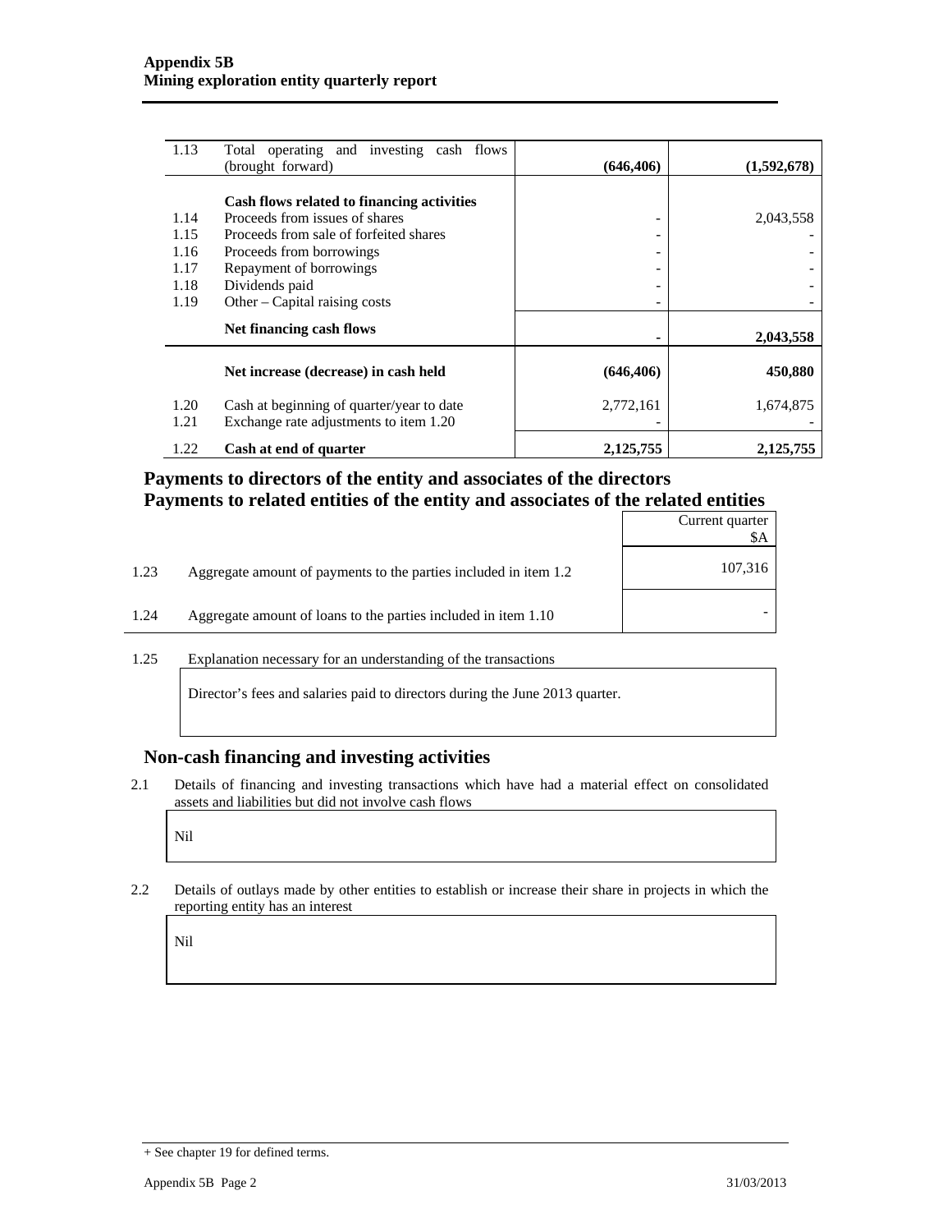| | | | |
|---|---|---|---|
| 1.13 | Total operating and investing cash flows (brought forward) | **(646,406)** | **(1,592,678)** |
| | **Cash flows related to financing activities** | | |
| 1.14 | Proceeds from issues of shares | - | 2,043,558 |
| 1.15 | Proceeds from sale of forfeited shares | - | - |
| 1.16 | Proceeds from borrowings | - | - |
| 1.17 | Repayment of borrowings | - | - |
| 1.18 | Dividends paid | - | - |
| 1.19 | Other – Capital raising costs | - | - |
| | **Net financing cash flows** | **-** | **2,043,558** |
| | **Net increase (decrease) in cash held** | **(646,406)** | **450,880** |
| 1.20 | Cash at beginning of quarter/year to date | 2,772,161 | 1,674,875 |
| 1.21 | Exchange rate adjustments to item 1.20 | - | - |
| 1.22 | **Cash at end of quarter** | **2,125,755** | **2,125,755** |

## Payments to directors of the entity and associates of the directors
## Payments to related entities of the entity and associates of the related entities

| | | Current quarter $A |
|---|---|---|
| 1.23 | Aggregate amount of payments to the parties included in item 1.2 | 107,316 |
| 1.24 | Aggregate amount of loans to the parties included in item 1.10 | - |

1.25 Explanation necessary for an understanding of the transactions

Director's fees and salaries paid to directors during the June 2013 quarter.

## Non-cash financing and investing activities

2.1 Details of financing and investing transactions which have had a material effect on consolidated assets and liabilities but did not involve cash flows

Nil

2.2 Details of outlays made by other entities to establish or increase their share in projects in which the reporting entity has an interest

Nil

+ See chapter 19 for defined terms.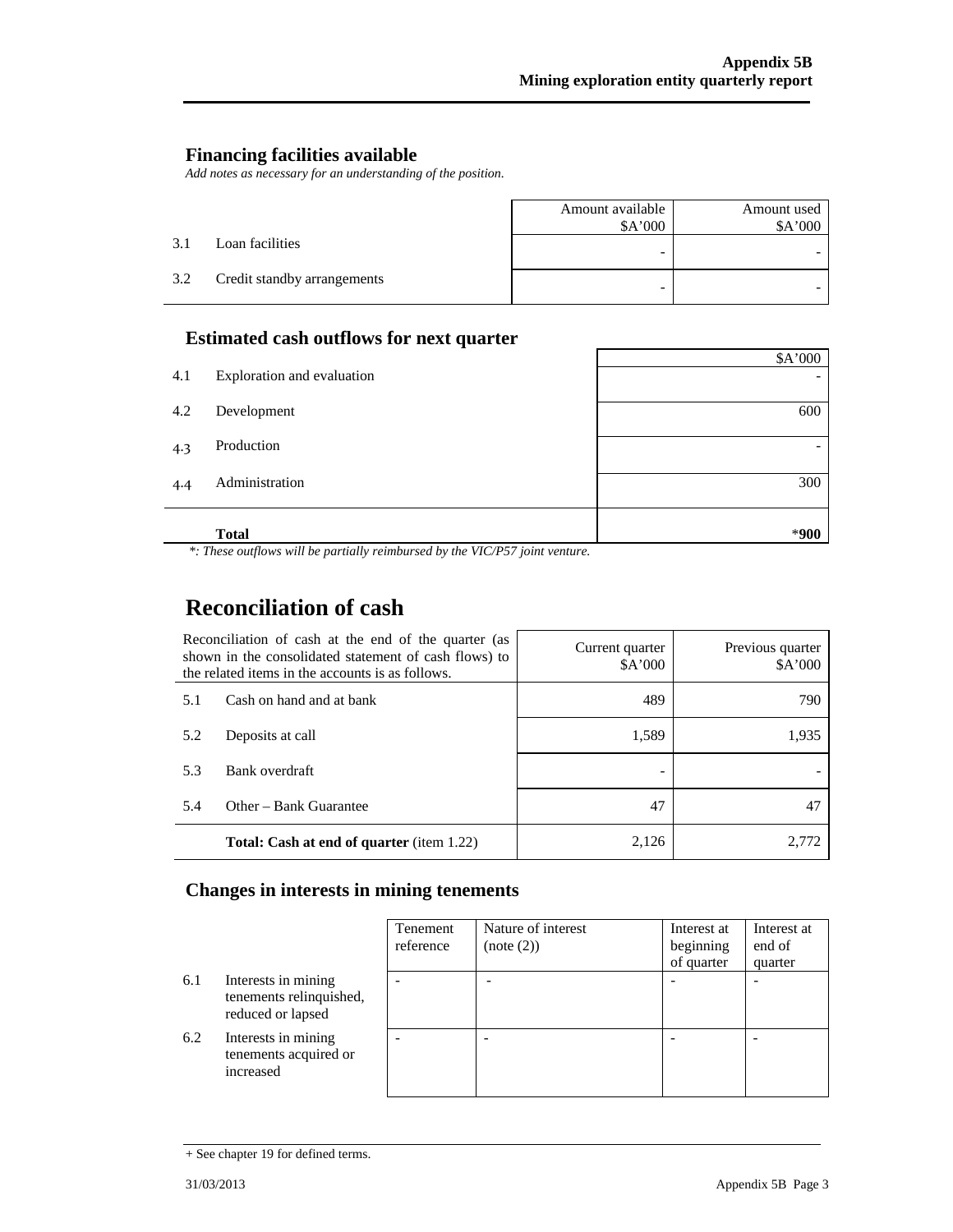## Financing facilities available

*Add notes as necessary for an understanding of the position.*

| | | Amount available $A'000 | Amount used $A'000 |
|---|---|---|---|
| 3.1 | Loan facilities | - | - |
| 3.2 | Credit standby arrangements | - | - |

## Estimated cash outflows for next quarter

| | | $A'000 |
|---|---|---|
| 4.1 | Exploration and evaluation | - |
| 4.2 | Development | 600 |
| 4.3 | Production | - |
| 4.4 | Administration | 300 |
| | **Total** | ***900** |

*\*: These outflows will be partially reimbursed by the VIC/P57 joint venture.*

# Reconciliation of cash

| Reconciliation of cash at the end of the quarter (as shown in the consolidated statement of cash flows) to the related items in the accounts is as follows. | | Current quarter $A'000 | Previous quarter $A'000 |
|---|---|---|---|
| 5.1 | Cash on hand and at bank | 489 | 790 |
| 5.2 | Deposits at call | 1,589 | 1,935 |
| 5.3 | Bank overdraft | - | - |
| 5.4 | Other – Bank Guarantee | 47 | 47 |
| | **Total: Cash at end of quarter** (item 1.22) | 2,126 | 2,772 |

## Changes in interests in mining tenements

| | | Tenement reference | Nature of interest (note (2)) | Interest at beginning of quarter | Interest at end of quarter |
|---|---|---|---|---|---|
| 6.1 | Interests in mining tenements relinquished, reduced or lapsed | - | - | - | - |
| 6.2 | Interests in mining tenements acquired or increased | - | - | - | - |

+ See chapter 19 for defined terms.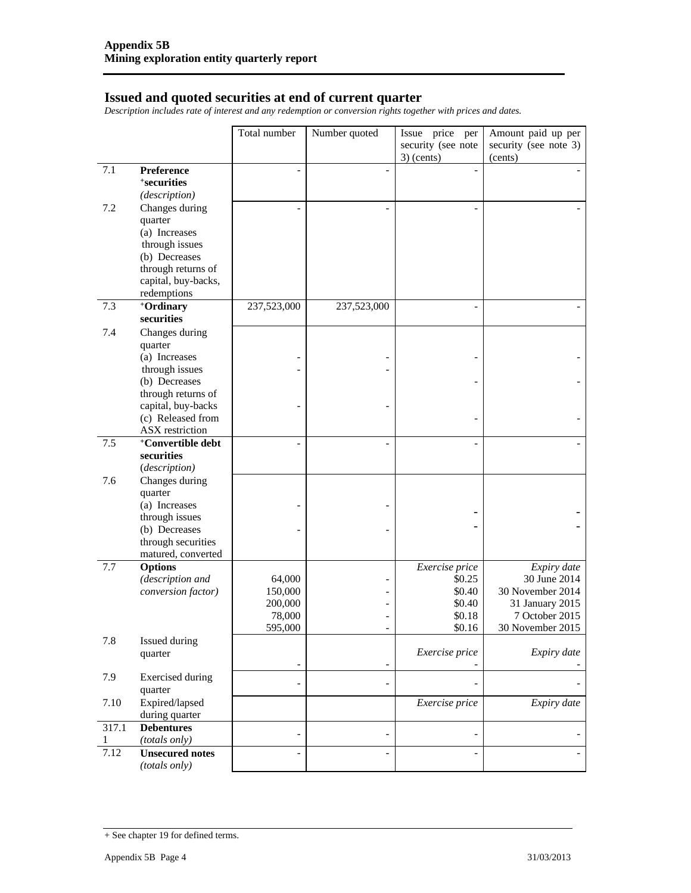## Issued and quoted securities at end of current quarter

*Description includes rate of interest and any redemption or conversion rights together with prices and dates.*

| | | Total number | Number quoted | Issue price per security (see note 3) (cents) | Amount paid up per security (see note 3) (cents) |
|---|---|---|---|---|---|
| 7.1 | **Preference +securities** *(description)* | - | - | - | - |
| 7.2 | Changes during quarter (a) Increases through issues (b) Decreases through returns of capital, buy-backs, redemptions | - | - | - | - |
| 7.3 | **+Ordinary securities** | 237,523,000 | 237,523,000 | - | - |
| 7.4 | Changes during quarter (a) Increases through issues (b) Decreases through returns of capital, buy-backs (c) Released from ASX restriction | -<br>-<br>- | -<br>-<br>- | -<br>-<br>- | -<br>-<br>- |
| 7.5 | **+Convertible debt securities** *(description)* | - | - | - | - |
| 7.6 | Changes during quarter (a) Increases through issues (b) Decreases through securities matured, converted | -<br>- | -<br>- | -<br>- | -<br>- |
| 7.7 | **Options** *(description and conversion factor)* | 64,000<br>150,000<br>200,000<br>78,000<br>595,000 | -<br>-<br>-<br>-<br>- | *Exercise price*<br>$0.25<br>$0.40<br>$0.40<br>$0.18<br>$0.16 | *Expiry date*<br>30 June 2014<br>30 November 2014<br>31 January 2015<br>7 October 2015<br>30 November 2015 |
| 7.8 | Issued during quarter | - | - | *Exercise price*<br>- | *Expiry date*<br>- |
| 7.9 | Exercised during quarter | - | - | - | - |
| 7.10 | Expired/lapsed during quarter | | | *Exercise price* | *Expiry date* |
| 317.11 | **Debentures** *(totals only)* | - | - | - | - |
| 7.12 | **Unsecured notes** *(totals only)* | - | - | - | - |

+ See chapter 19 for defined terms.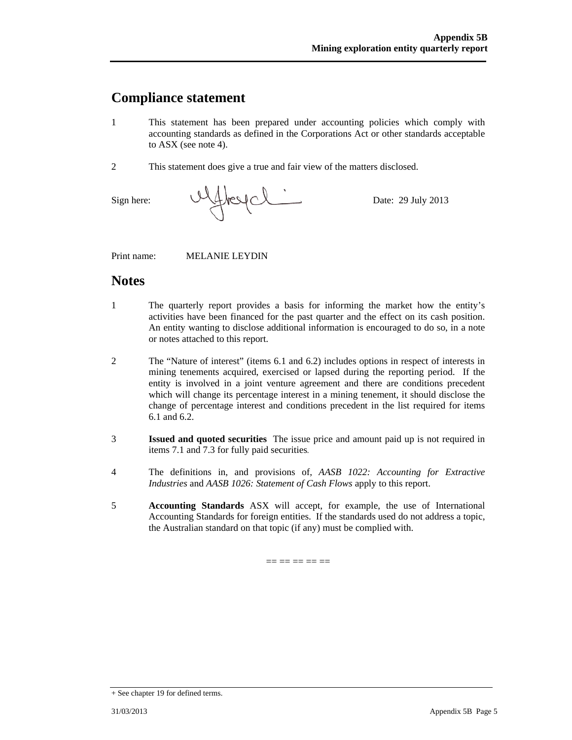## Compliance statement

1 This statement has been prepared under accounting policies which comply with accounting standards as defined in the Corporations Act or other standards acceptable to ASX (see note 4).

2 This statement does give a true and fair view of the matters disclosed.

Sign here: Date: 29 July 2013

Print name: MELANIE LEYDIN

## Notes

1 The quarterly report provides a basis for informing the market how the entity's activities have been financed for the past quarter and the effect on its cash position. An entity wanting to disclose additional information is encouraged to do so, in a note or notes attached to this report.

2 The "Nature of interest" (items 6.1 and 6.2) includes options in respect of interests in mining tenements acquired, exercised or lapsed during the reporting period. If the entity is involved in a joint venture agreement and there are conditions precedent which will change its percentage interest in a mining tenement, it should disclose the change of percentage interest and conditions precedent in the list required for items 6.1 and 6.2.

3 **Issued and quoted securities** The issue price and amount paid up is not required in items 7.1 and 7.3 for fully paid securities.

4 The definitions in, and provisions of, *AASB 1022: Accounting for Extractive Industries* and *AASB 1026: Statement of Cash Flows* apply to this report.

5 **Accounting Standards** ASX will accept, for example, the use of International Accounting Standards for foreign entities. If the standards used do not address a topic, the Australian standard on that topic (if any) must be complied with.

== == == == ==

+ See chapter 19 for defined terms.